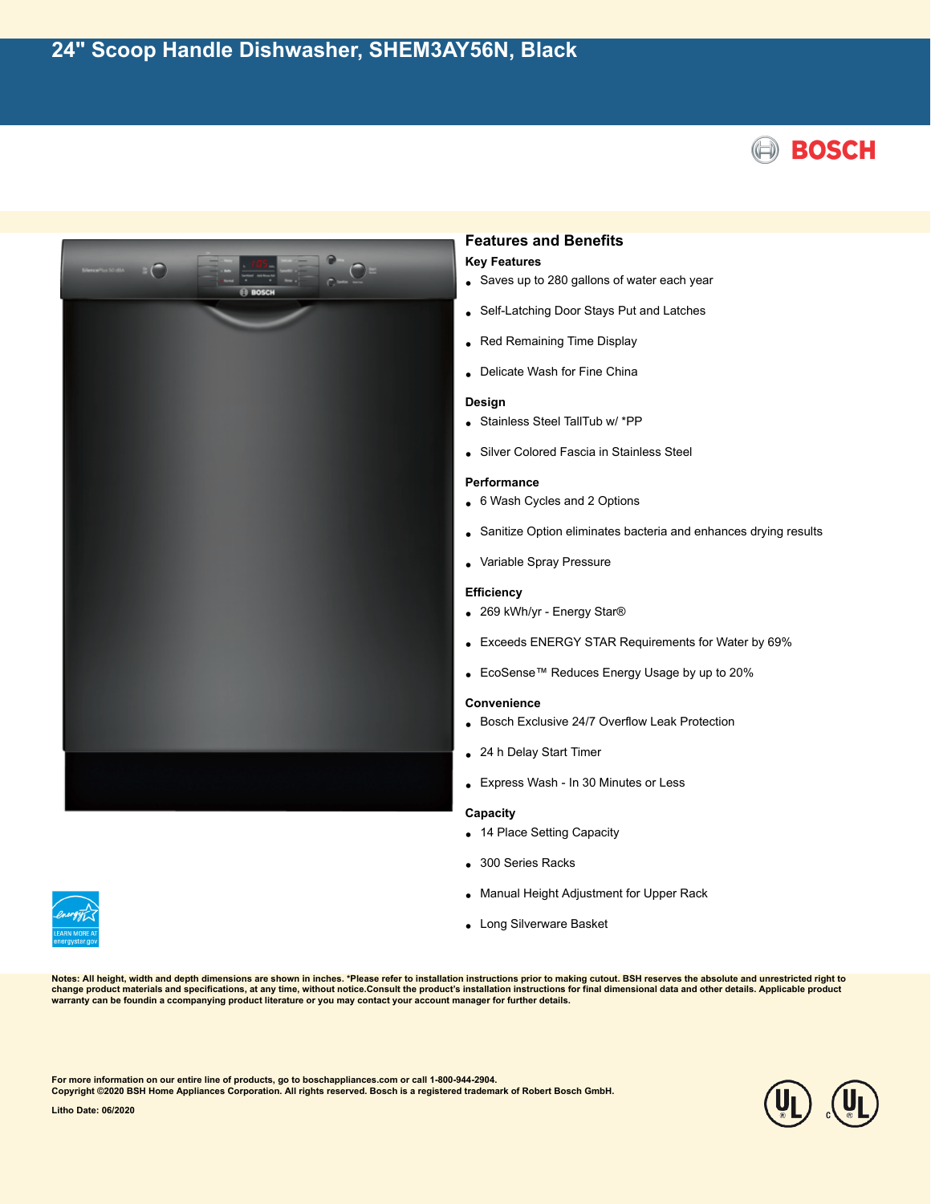# 24" Scoop Handle Dishwasher, SHEM3AY56N, Black

BOSCH

## Features and Benefits

### Key Features

- Saves up to 280 gallons of water each year
- Self-Latching Door Stays Put and Latches
- Red Remaining Time Display
- Delicate Wash for Fine China

### Design

- Stainless Steel TallTub w/ *PP
- Silver Colored Fascia in Stainless Steel

### Performance

- 6 Wash Cycles and 2 Options
- Sanitize Option eliminates bacteria and enhances drying results
- Variable Spray Pressure

### Efficiency

- 269 kWh/yr - Energy Star®
- Exceeds ENERGY STAR Requirements for Water by 69%
- EcoSense™ Reduces Energy Usage by up to 20%

### Convenience

- Bosch Exclusive 24/7 Overflow Leak Protection
- 24 h Delay Start Timer
- Express Wash - In 30 Minutes or Less

### Capacity

- 14 Place Setting Capacity
- 300 Series Racks
- Manual Height Adjustment for Upper Rack
- Long Silverware Basket

LEARN MORE AT energystar.gov

**Notes: All height, width and depth dimensions are shown in inches. *Please refer to installation instructions prior to making cutout. BSH reserves the absolute and unrestricted right to change product materials and specifications, at any time, without notice.Consult the product's installation instructions for final dimensional data and other details. Applicable product warranty can be foundin a ccompanying product literature or you may contact your account manager for further details.**

**For more information on our entire line of products, go to boschappliances.com or call 1-800-944-2904.**
**Copyright ©2020 BSH Home Appliances Corporation. All rights reserved. Bosch is a registered trademark of Robert Bosch GmbH.**

**Litho Date: 06/2020**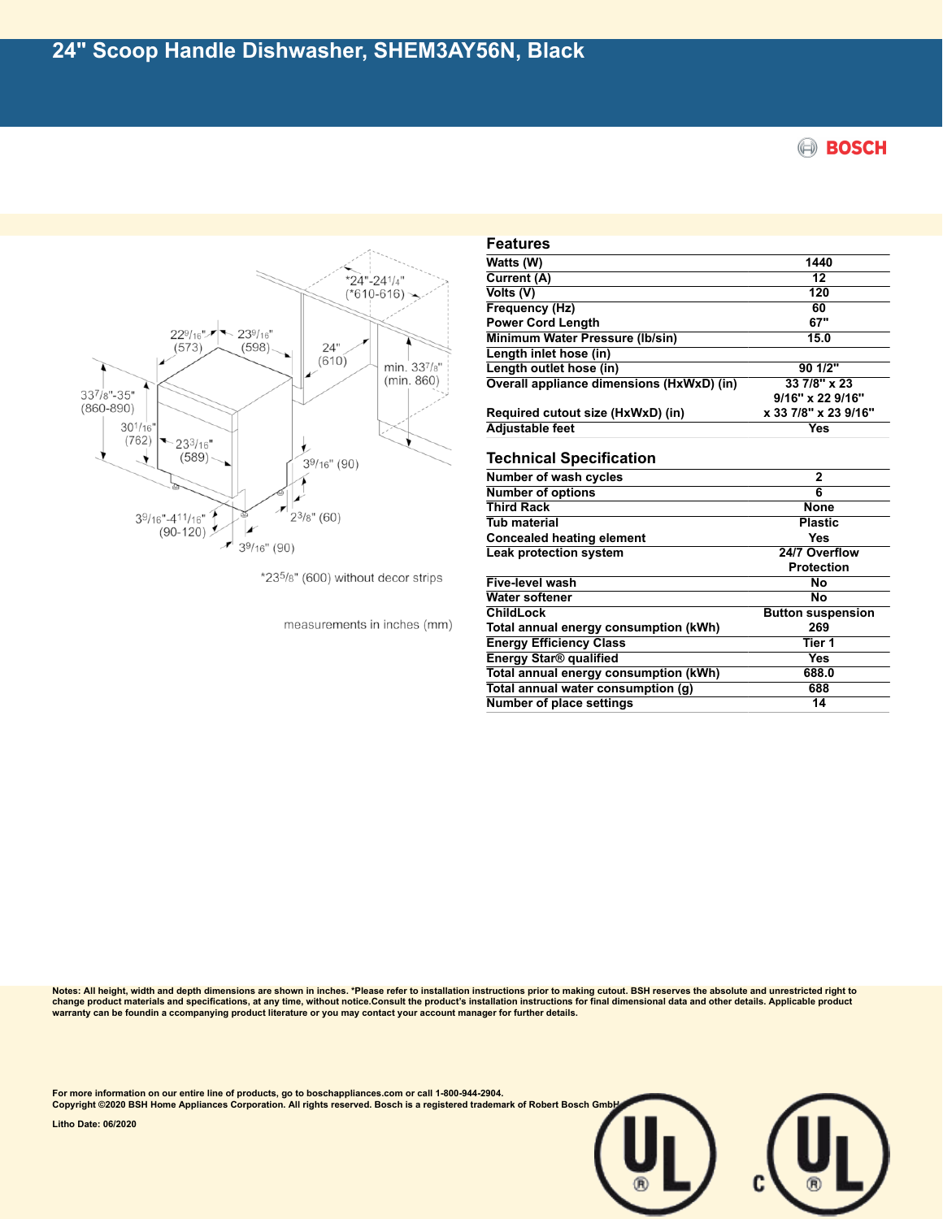# 24" Scoop Handle Dishwasher, SHEM3AY56N, Black

BOSCH

*24"-24 1/4"
(*610-616)

22 9/16"
(573)

23 9/16"
(598)

24"
(610)

min. 33 7/8"
(min. 860)

33 7/8"-35"
(860-890)

30 1/16"
(762)

23 3/16"
(589)

3 9/16" (90)

2 3/8" (60)

3 9/16"-4 11/16"
(90-120)

3 9/16" (90)

*23 5/8" (600) without decor strips

measurements in inches (mm)

## Features

| | |
|---|---|
| Watts (W) | 1440 |
| Current (A) | 12 |
| Volts (V) | 120 |
| Frequency (Hz) | 60 |
| Power Cord Length | 67" |
| Minimum Water Pressure (lb/sin) | 15.0 |
| Length inlet hose (in) | |
| Length outlet hose (in) | 90 1/2" |
| Overall appliance dimensions (HxWxD) (in) | 33 7/8" x 23 9/16" x 22 9/16" |
| Required cutout size (HxWxD) (in) | x 33 7/8" x 23 9/16" |
| Adjustable feet | Yes |

## Technical Specification

| | |
|---|---|
| Number of wash cycles | 2 |
| Number of options | 6 |
| Third Rack | None |
| Tub material | Plastic |
| Concealed heating element | Yes |
| Leak protection system | 24/7 Overflow Protection |
| Five-level wash | No |
| Water softener | No |
| ChildLock | Button suspension |
| Total annual energy consumption (kWh) | 269 |
| Energy Efficiency Class | Tier 1 |
| Energy Star® qualified | Yes |
| Total annual energy consumption (kWh) | 688.0 |
| Total annual water consumption (g) | 688 |
| Number of place settings | 14 |

**Notes: All height, width and depth dimensions are shown in inches. *Please refer to installation instructions prior to making cutout. BSH reserves the absolute and unrestricted right to change product materials and specifications, at any time, without notice.Consult the product's installation instructions for final dimensional data and other details. Applicable product warranty can be foundin a ccompanying product literature or you may contact your account manager for further details.**

**For more information on our entire line of products, go to boschappliances.com or call 1-800-944-2904.**
**Copyright ©2020 BSH Home Appliances Corporation. All rights reserved. Bosch is a registered trademark of Robert Bosch GmbH.**

**Litho Date: 06/2020**